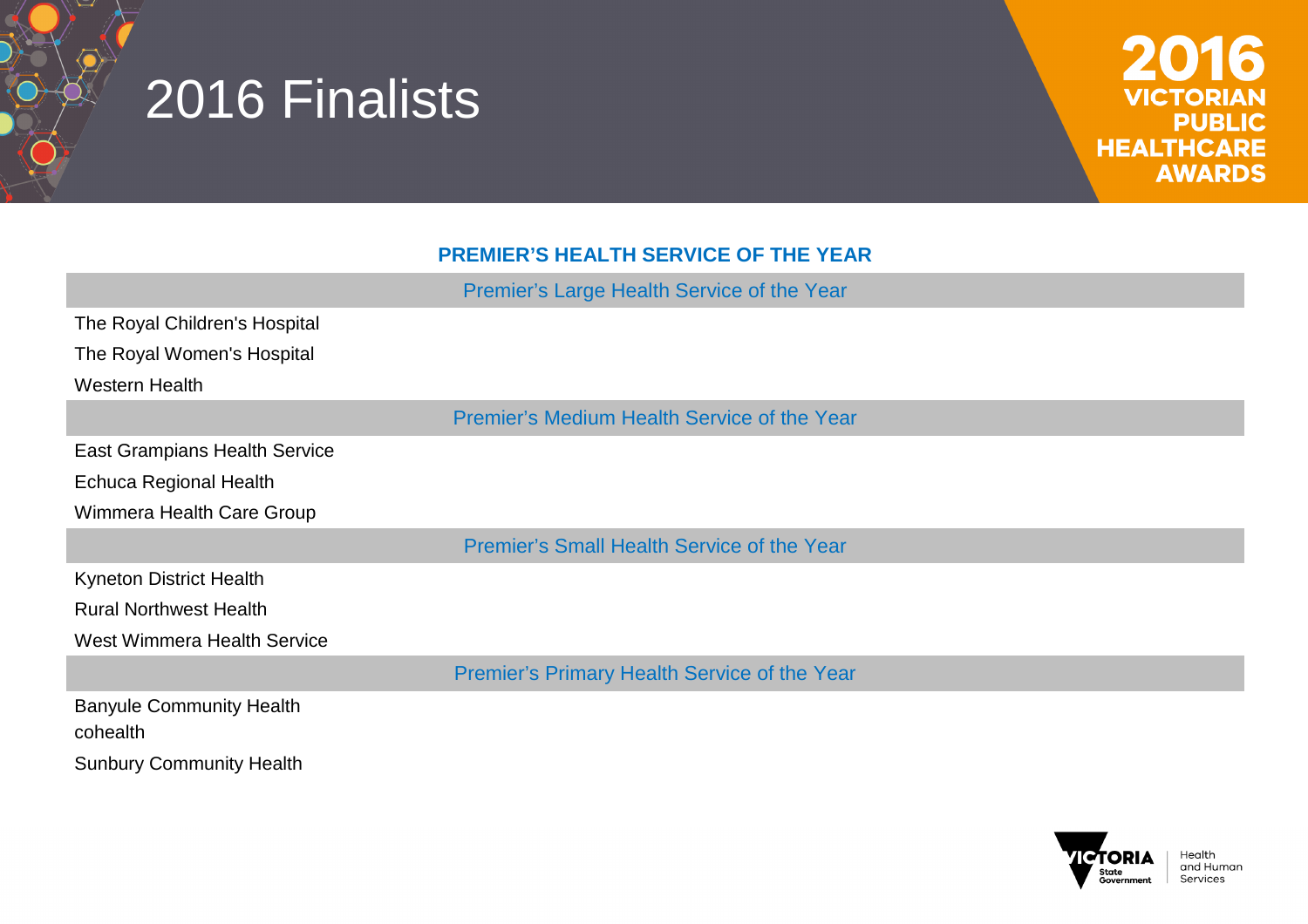# 2016 Finalists

2016 VICTORIAN PUBLIC HEALTHCARE AWARDS

## PREMIER'S HEALTH SERVICE OF THE YEAR

### Premier's Large Health Service of the Year

The Royal Children's Hospital

The Royal Women's Hospital

Western Health

### Premier's Medium Health Service of the Year

East Grampians Health Service

Echuca Regional Health

Wimmera Health Care Group

### Premier's Small Health Service of the Year

Kyneton District Health

Rural Northwest Health

West Wimmera Health Service

### Premier's Primary Health Service of the Year

Banyule Community Health

cohealth

Sunbury Community Health

VICTORIA State Government | Health and Human Services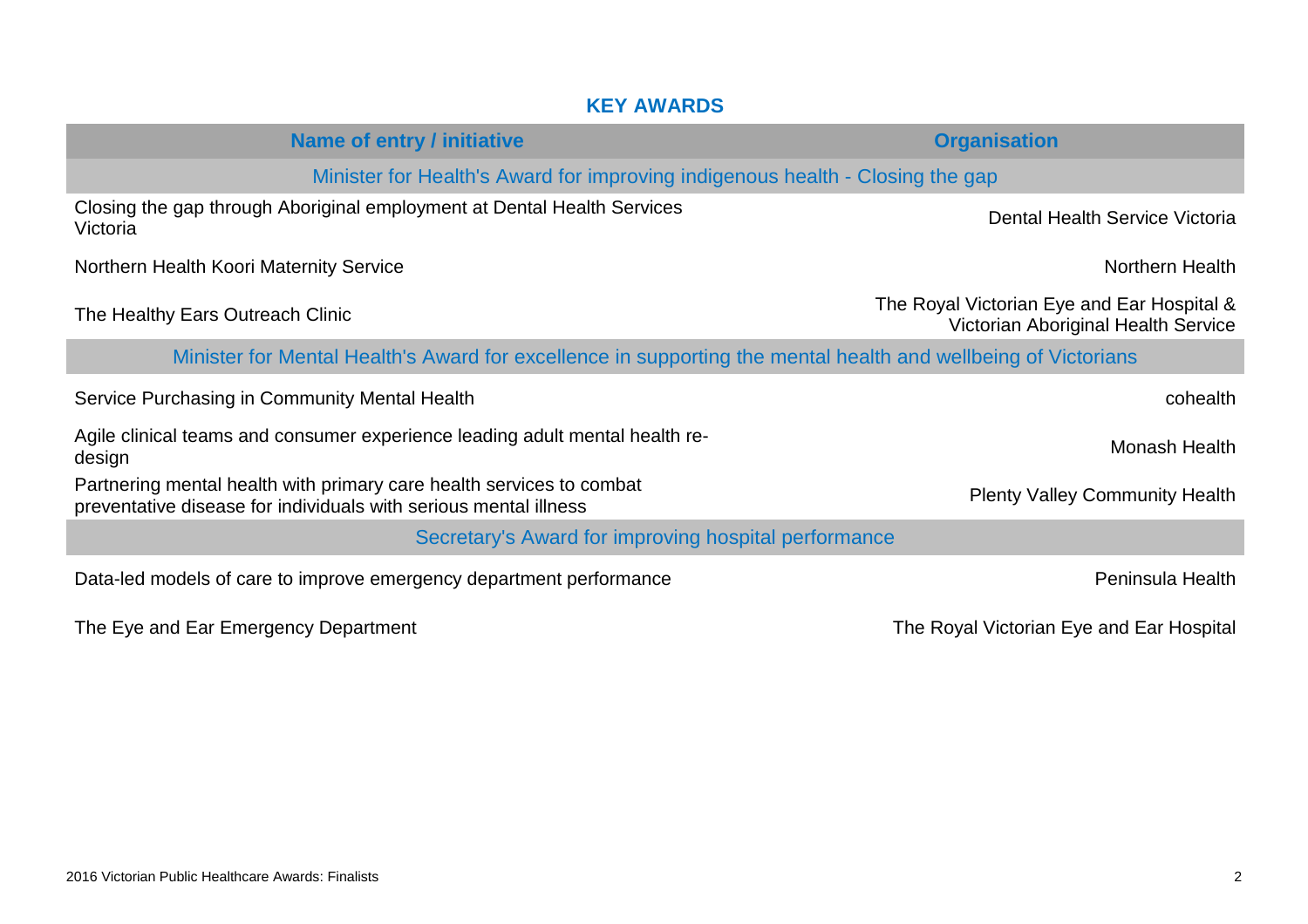## KEY AWARDS

| Name of entry / initiative | Organisation |
|---|---|
| **Minister for Health's Award for improving indigenous health - Closing the gap** | |
| Closing the gap through Aboriginal employment at Dental Health Services Victoria | Dental Health Service Victoria |
| Northern Health Koori Maternity Service | Northern Health |
| The Healthy Ears Outreach Clinic | The Royal Victorian Eye and Ear Hospital & Victorian Aboriginal Health Service |
| **Minister for Mental Health's Award for excellence in supporting the mental health and wellbeing of Victorians** | |
| Service Purchasing in Community Mental Health | cohealth |
| Agile clinical teams and consumer experience leading adult mental health re-design | Monash Health |
| Partnering mental health with primary care health services to combat preventative disease for individuals with serious mental illness | Plenty Valley Community Health |
| **Secretary's Award for improving hospital performance** | |
| Data-led models of care to improve emergency department performance | Peninsula Health |
| The Eye and Ear Emergency Department | The Royal Victorian Eye and Ear Hospital |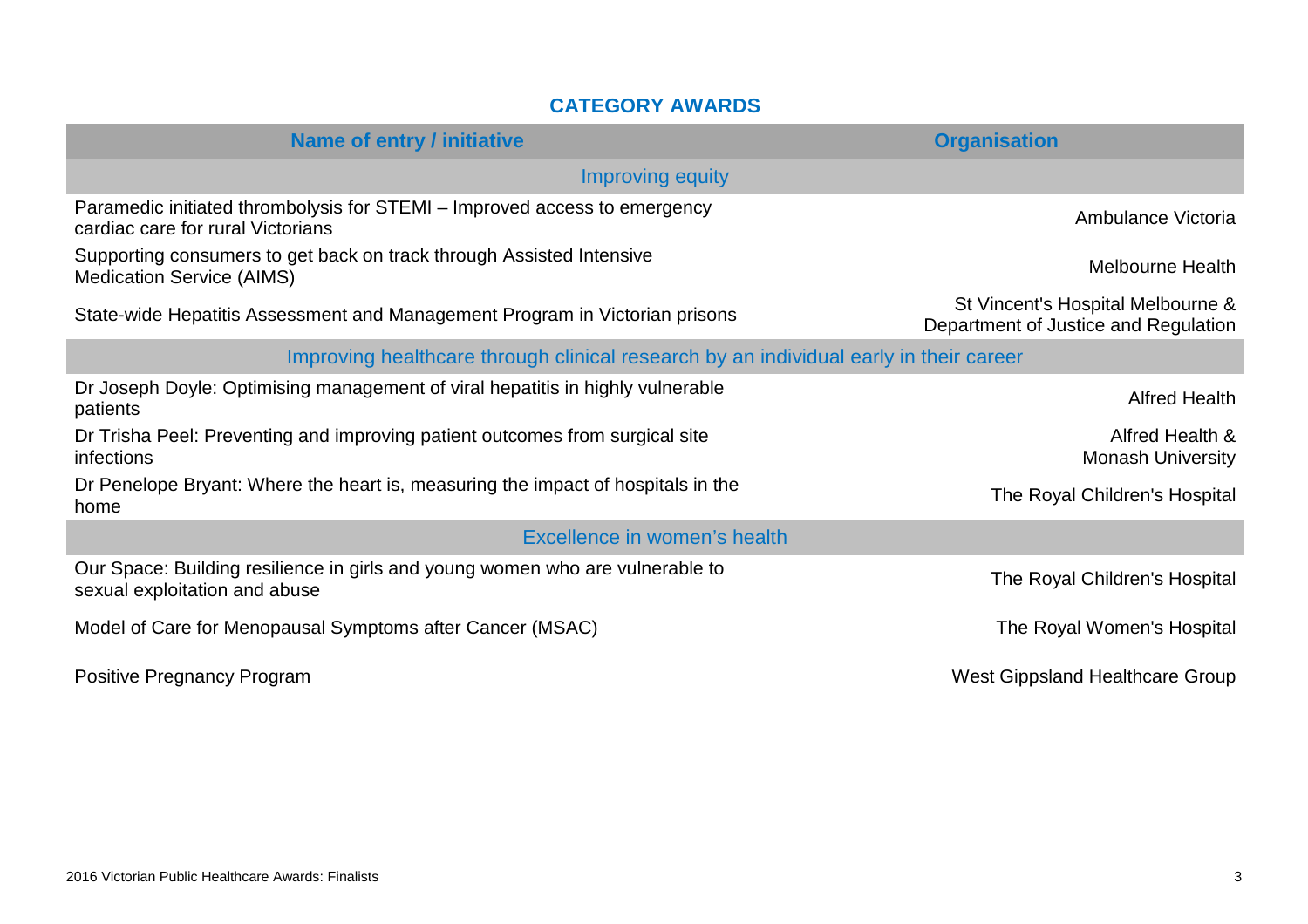## CATEGORY AWARDS

| Name of entry / initiative | Organisation |
|---|---|
| **Improving equity** | |
| Paramedic initiated thrombolysis for STEMI – Improved access to emergency cardiac care for rural Victorians | Ambulance Victoria |
| Supporting consumers to get back on track through Assisted Intensive Medication Service (AIMS) | Melbourne Health |
| State-wide Hepatitis Assessment and Management Program in Victorian prisons | St Vincent's Hospital Melbourne & Department of Justice and Regulation |
| **Improving healthcare through clinical research by an individual early in their career** | |
| Dr Joseph Doyle: Optimising management of viral hepatitis in highly vulnerable patients | Alfred Health |
| Dr Trisha Peel: Preventing and improving patient outcomes from surgical site infections | Alfred Health & Monash University |
| Dr Penelope Bryant: Where the heart is, measuring the impact of hospitals in the home | The Royal Children's Hospital |
| **Excellence in women's health** | |
| Our Space: Building resilience in girls and young women who are vulnerable to sexual exploitation and abuse | The Royal Children's Hospital |
| Model of Care for Menopausal Symptoms after Cancer (MSAC) | The Royal Women's Hospital |
| Positive Pregnancy Program | West Gippsland Healthcare Group |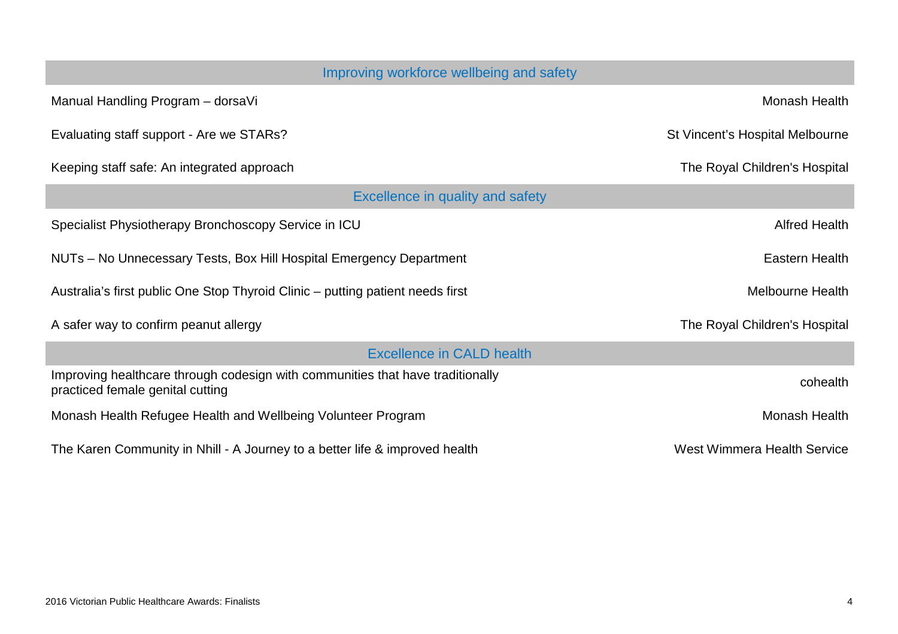## Improving workforce wellbeing and safety

| | |
|---|---|
| Manual Handling Program – dorsaVi | Monash Health |
| Evaluating staff support - Are we STARs? | St Vincent's Hospital Melbourne |
| Keeping staff safe: An integrated approach | The Royal Children's Hospital |

## Excellence in quality and safety

| | |
|---|---|
| Specialist Physiotherapy Bronchoscopy Service in ICU | Alfred Health |
| NUTs – No Unnecessary Tests, Box Hill Hospital Emergency Department | Eastern Health |
| Australia's first public One Stop Thyroid Clinic – putting patient needs first | Melbourne Health |
| A safer way to confirm peanut allergy | The Royal Children's Hospital |

## Excellence in CALD health

| | |
|---|---|
| Improving healthcare through codesign with communities that have traditionally practiced female genital cutting | cohealth |
| Monash Health Refugee Health and Wellbeing Volunteer Program | Monash Health |
| The Karen Community in Nhill - A Journey to a better life & improved health | West Wimmera Health Service |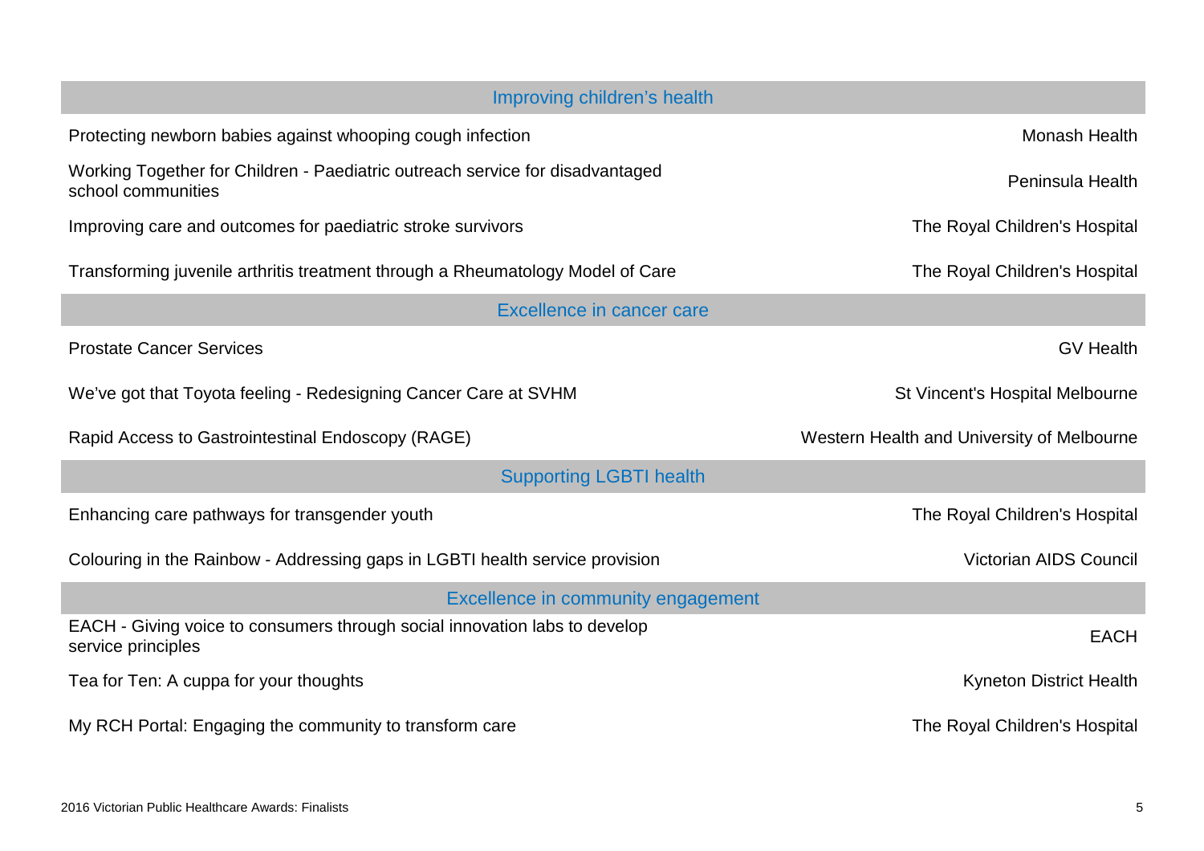| | |
|---|---|
| **Improving children's health** | |
| Protecting newborn babies against whooping cough infection | Monash Health |
| Working Together for Children - Paediatric outreach service for disadvantaged school communities | Peninsula Health |
| Improving care and outcomes for paediatric stroke survivors | The Royal Children's Hospital |
| Transforming juvenile arthritis treatment through a Rheumatology Model of Care | The Royal Children's Hospital |
| **Excellence in cancer care** | |
| Prostate Cancer Services | GV Health |
| We've got that Toyota feeling - Redesigning Cancer Care at SVHM | St Vincent's Hospital Melbourne |
| Rapid Access to Gastrointestinal Endoscopy (RAGE) | Western Health and University of Melbourne |
| **Supporting LGBTI health** | |
| Enhancing care pathways for transgender youth | The Royal Children's Hospital |
| Colouring in the Rainbow - Addressing gaps in LGBTI health service provision | Victorian AIDS Council |
| **Excellence in community engagement** | |
| EACH - Giving voice to consumers through social innovation labs to develop service principles | EACH |
| Tea for Ten: A cuppa for your thoughts | Kyneton District Health |
| My RCH Portal: Engaging the community to transform care | The Royal Children's Hospital |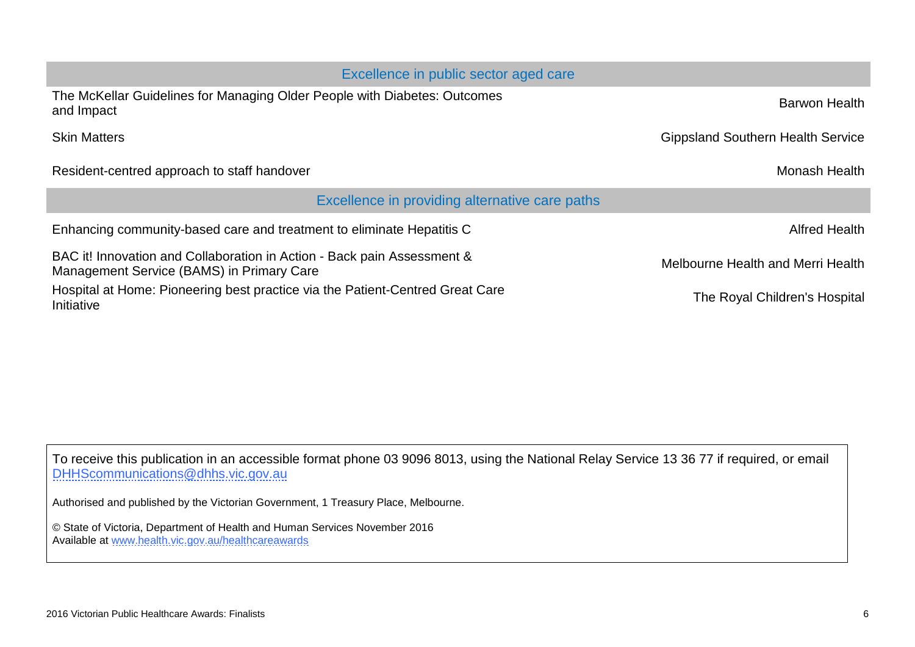| | |
|---|---|
| **Excellence in public sector aged care** | |
| The McKellar Guidelines for Managing Older People with Diabetes: Outcomes and Impact | Barwon Health |
| Skin Matters | Gippsland Southern Health Service |
| Resident-centred approach to staff handover | Monash Health |
| **Excellence in providing alternative care paths** | |
| Enhancing community-based care and treatment to eliminate Hepatitis C | Alfred Health |
| BAC it! Innovation and Collaboration in Action - Back pain Assessment & Management Service (BAMS) in Primary Care | Melbourne Health and Merri Health |
| Hospital at Home: Pioneering best practice via the Patient-Centred Great Care Initiative | The Royal Children's Hospital |

To receive this publication in an accessible format phone 03 9096 8013, using the National Relay Service 13 36 77 if required, or email DHHScommunications@dhhs.vic.gov.au

Authorised and published by the Victorian Government, 1 Treasury Place, Melbourne.

© State of Victoria, Department of Health and Human Services November 2016
Available at www.health.vic.gov.au/healthcareawards